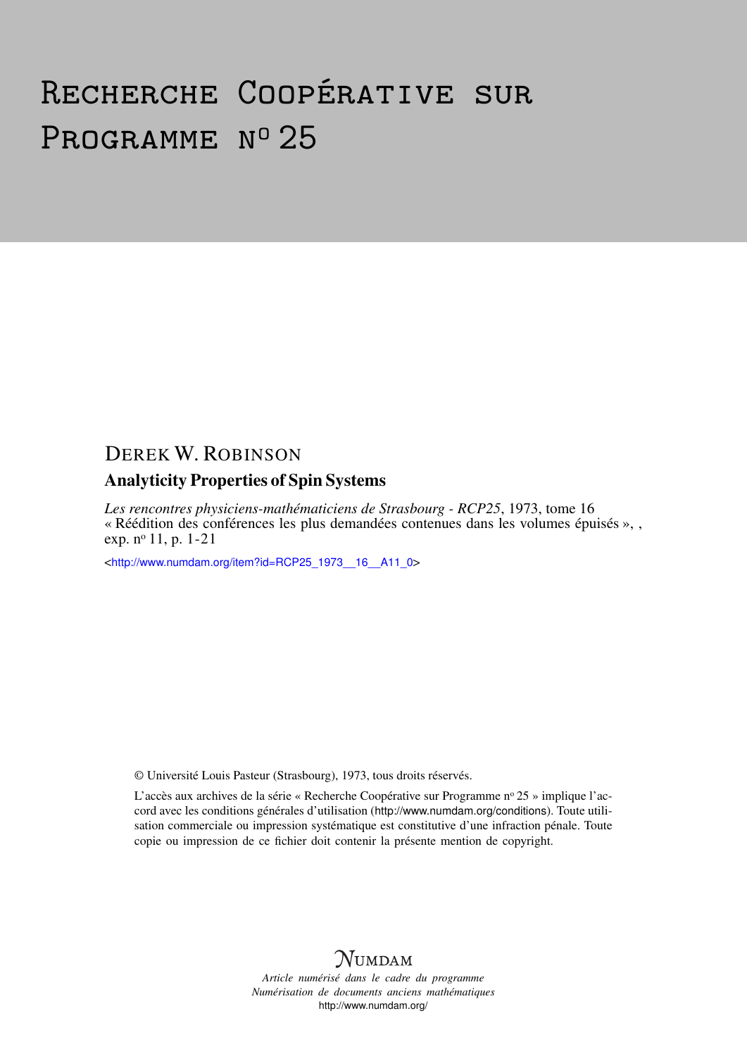# Recherche Coopérative sur Programme n° 25

DEREK W. ROBINSON

## Analyticity Properties of Spin Systems

*Les rencontres physiciens-mathématiciens de Strasbourg - RCP25*, 1973, tome 16
« Réédition des conférences les plus demandées contenues dans les volumes épuisés », ,
exp. n° 11, p. 1-21

<http://www.numdam.org/item?id=RCP25_1973__16__A11_0>

© Université Louis Pasteur (Strasbourg), 1973, tous droits réservés.

L'accès aux archives de la série « Recherche Coopérative sur Programme n° 25 » implique l'accord avec les conditions générales d'utilisation (http://www.numdam.org/conditions). Toute utilisation commerciale ou impression systématique est constitutive d'une infraction pénale. Toute copie ou impression de ce fichier doit contenir la présente mention de copyright.

NUMDAM

*Article numérisé dans le cadre du programme*
*Numérisation de documents anciens mathématiques*
http://www.numdam.org/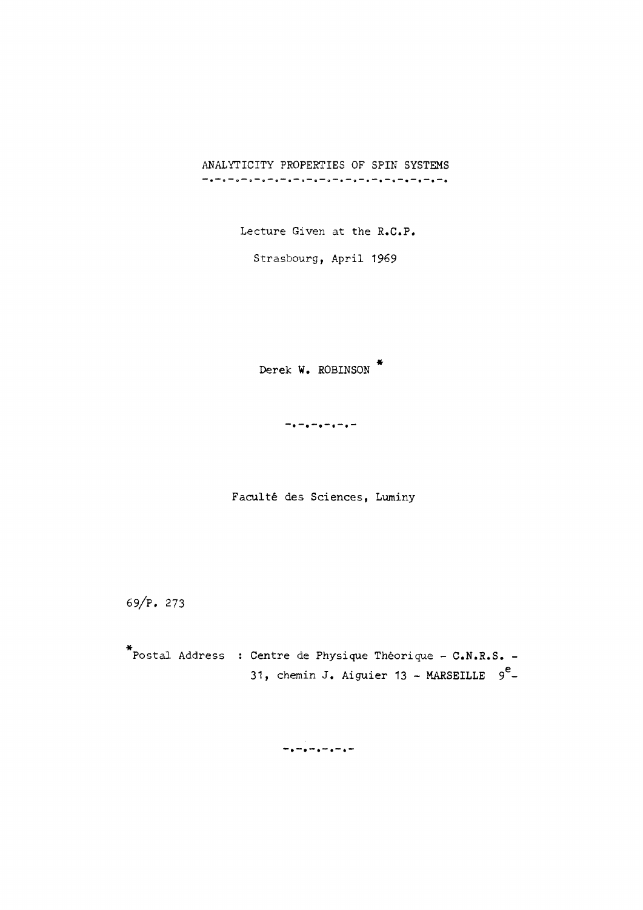# ANALYTICITY PROPERTIES OF SPIN SYSTEMS

Lecture Given at the R.C.P.

Strasbourg, April 1969

Derek W. ROBINSON *

Faculté des Sciences, Luminy

69/P. 273

*Postal Address : Centre de Physique Théorique - C.N.R.S. - 31, chemin J. Aiguier 13 - MARSEILLE 9$^{e}$-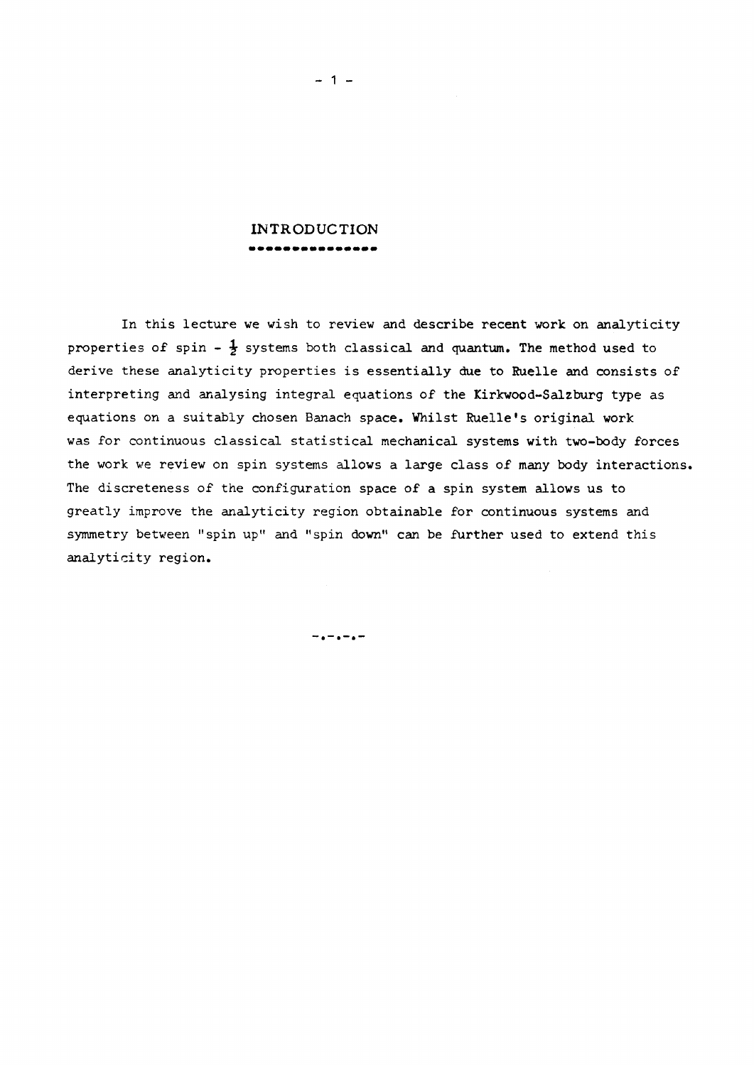# INTRODUCTION

In this lecture we wish to review and describe recent work on analyticity properties of spin - $\frac{1}{2}$ systems both classical and quantum. The method used to derive these analyticity properties is essentially due to Ruelle and consists of interpreting and analysing integral equations of the Kirkwood-Salzburg type as equations on a suitably chosen Banach space. Whilst Ruelle's original work was for continuous classical statistical mechanical systems with two-body forces the work we review on spin systems allows a large class of many body interactions. The discreteness of the configuration space of a spin system allows us to greatly improve the analyticity region obtainable for continuous systems and symmetry between "spin up" and "spin down" can be further used to extend this analyticity region.

-.-.-.-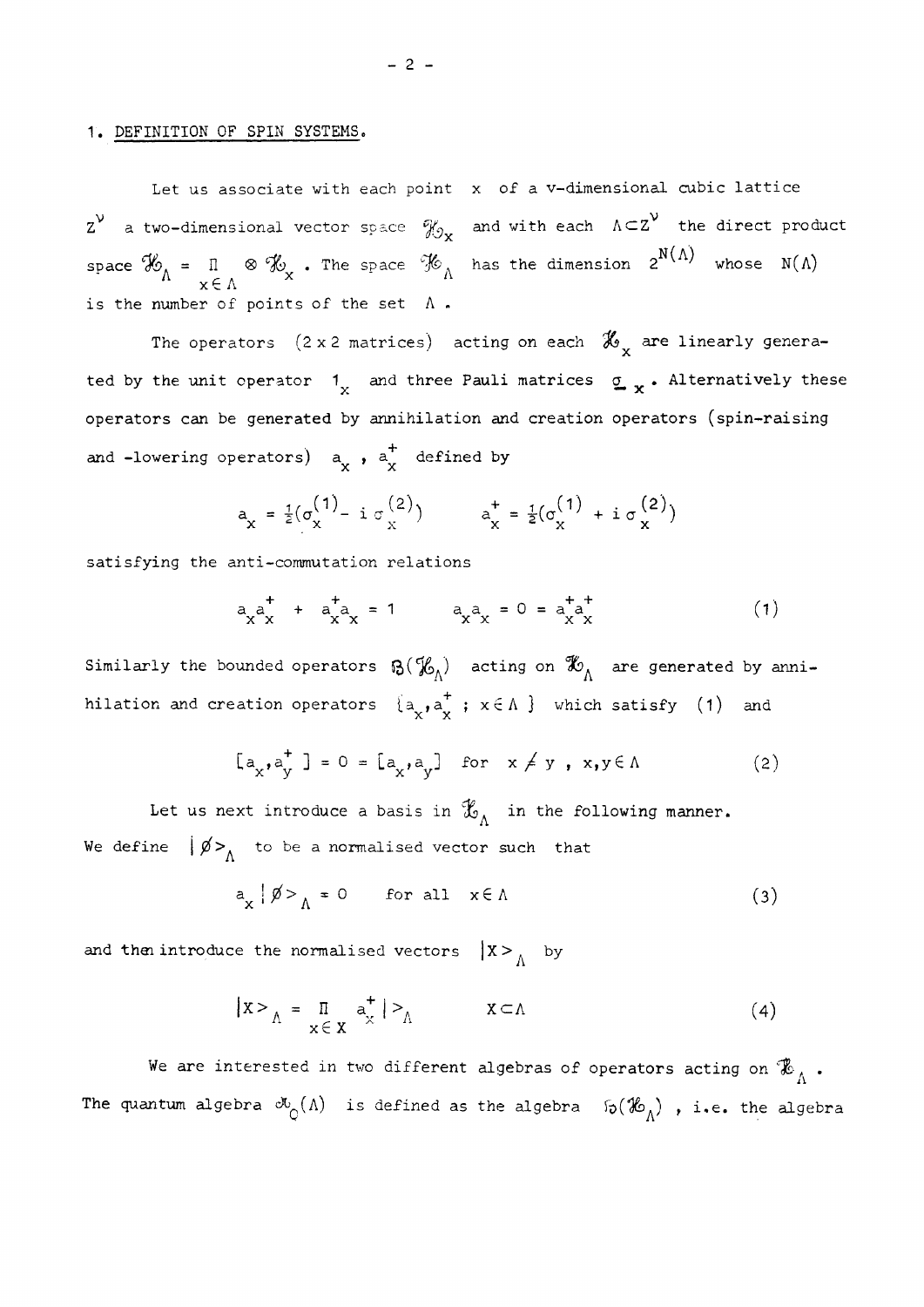## 1. DEFINITION OF SPIN SYSTEMS.

Let us associate with each point $x$ of a v-dimensional cubic lattice $Z^\nu$ a two-dimensional vector space $\mathcal{H}_x$ and with each $\Lambda \subset Z^\nu$ the direct product space $\mathcal{H}_\Lambda = \prod_{x \in \Lambda} \otimes \mathcal{H}_x$. The space $\mathcal{H}_\Lambda$ has the dimension $2^{N(\Lambda)}$ whose $N(\Lambda)$ is the number of points of the set $\Lambda$.

The operators ($2 \times 2$ matrices) acting on each $\mathcal{H}_x$ are linearly generated by the unit operator $1_x$ and three Pauli matrices $\underline{\sigma}_x$. Alternatively these operators can be generated by annihilation and creation operators (spin-raising and -lowering operators) $a_x$, $a_x^+$ defined by

$$a_x = \tfrac{1}{2}(\sigma_x^{(1)} - i\sigma_x^{(2)}) \qquad a_x^+ = \tfrac{1}{2}(\sigma_x^{(1)} + i\sigma_x^{(2)})$$

satisfying the anti-commutation relations

$$a_x a_x^+ + a_x^+ a_x = 1 \qquad a_x a_x = 0 = a_x^+ a_x^+ \tag{1}$$

Similarly the bounded operators $\mathcal{B}(\mathcal{H}_\Lambda)$ acting on $\mathcal{H}_\Lambda$ are generated by annihilation and creation operators $\{a_x, a_x^+ \; ; \; x \in \Lambda\}$ which satisfy (1) and

$$[a_x, a_y^+] = 0 = [a_x, a_y] \quad \text{for} \quad x \neq y \; , \; x, y \in \Lambda \tag{2}$$

Let us next introduce a basis in $\mathcal{H}_\Lambda$ in the following manner. We define $|\emptyset\rangle_\Lambda$ to be a normalised vector such that

$$a_x |\emptyset\rangle_\Lambda = 0 \qquad \text{for all} \quad x \in \Lambda \tag{3}$$

and then introduce the normalised vectors $|X\rangle_\Lambda$ by

$$|X\rangle_\Lambda = \prod_{x \in X} a_x^+ |\rangle_\Lambda \qquad X \subset \Lambda \tag{4}$$

We are interested in two different algebras of operators acting on $\mathcal{H}_\Lambda$. The quantum algebra $\mathcal{A}_Q(\Lambda)$ is defined as the algebra $\mathcal{B}(\mathcal{H}_\Lambda)$, i.e. the algebra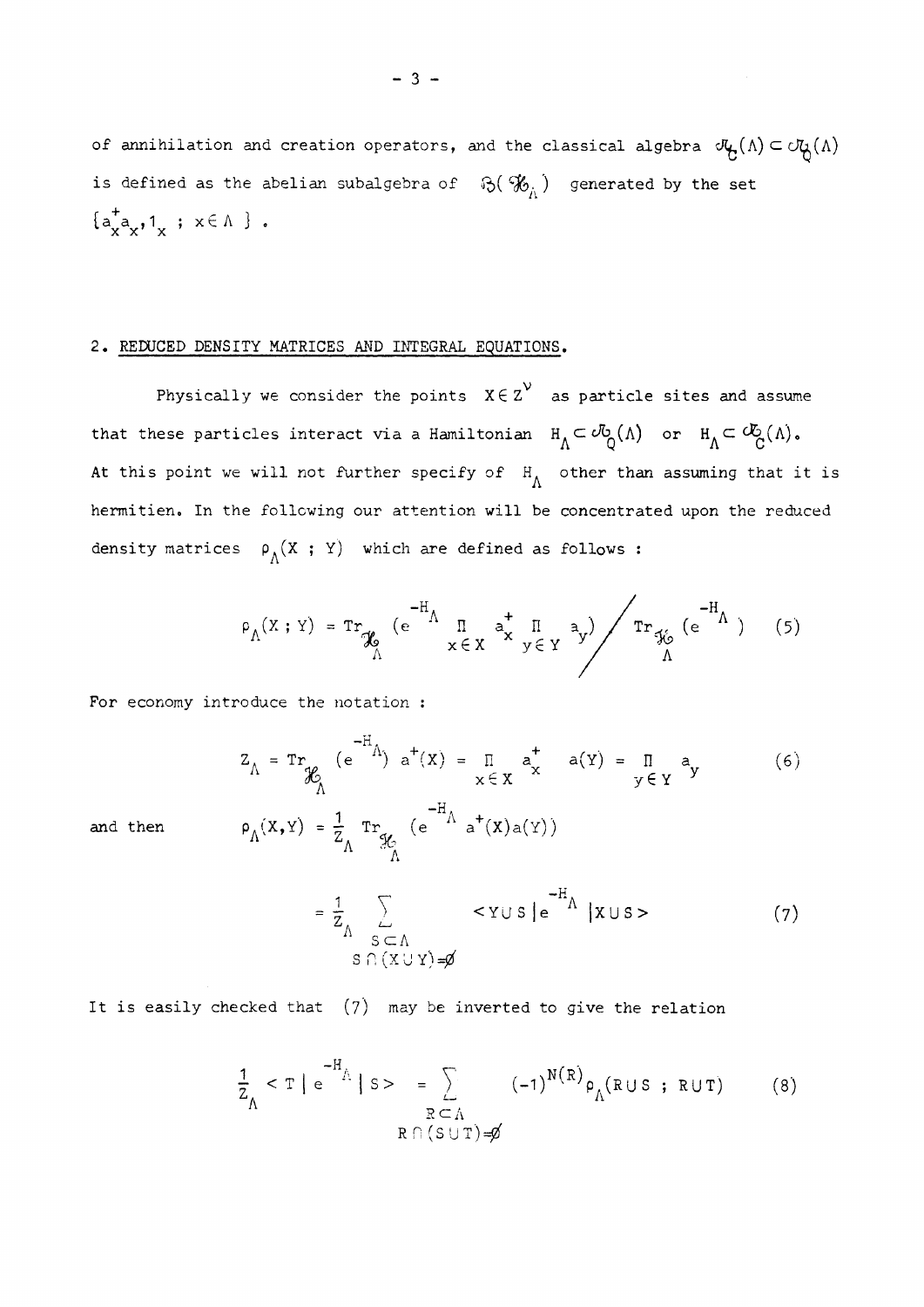of annihilation and creation operators, and the classical algebra $\mathcal{A}_C(\Lambda) \subset \mathcal{A}_Q(\Lambda)$ is defined as the abelian subalgebra of $\mathcal{B}(\mathcal{H}_\Lambda)$ generated by the set $\{a_x^+ a_x, 1_x \; ; \; x \in \Lambda\}$.

## 2. REDUCED DENSITY MATRICES AND INTEGRAL EQUATIONS.

Physically we consider the points $X \in Z^\nu$ as particle sites and assume that these particles interact via a Hamiltonian $H_\Lambda \subset \mathcal{A}_Q(\Lambda)$ or $H_\Lambda \subset \mathcal{A}_C(\Lambda)$. At this point we will not further specify of $H_\Lambda$ other than assuming that it is hermitien. In the following our attention will be concentrated upon the reduced density matrices $\rho_\Lambda(X \; ; \; Y)$ which are defined as follows :

$$\rho_\Lambda(X \; ; \; Y) = \mathrm{Tr}_{\mathcal{H}_\Lambda} \left( e^{-H_\Lambda} \prod_{x \in X} a_x^+ \prod_{y \in Y} a_y \right) \Big/ \mathrm{Tr}_{\mathcal{H}_\Lambda} \left( e^{-H_\Lambda} \right) \qquad (5)$$

For economy introduce the notation :

$$Z_\Lambda = \mathrm{Tr}_{\mathcal{H}_\Lambda} \left( e^{-H_\Lambda} \right) \quad a^+(X) = \prod_{x \in X} a_x^+ \quad a(Y) = \prod_{y \in Y} a_y \qquad (6)$$

and then

$$\rho_\Lambda(X, Y) = \frac{1}{Z_\Lambda} \mathrm{Tr}_{\mathcal{H}_\Lambda} \left( e^{-H_\Lambda} a^+(X) a(Y) \right)$$

$$= \frac{1}{Z_\Lambda} \sum_{\substack{S \subset \Lambda \\ S \cap (X \cup Y) = \emptyset}} \langle Y \cup S \,|\, e^{-H_\Lambda} \,|\, X \cup S \rangle \qquad (7)$$

It is easily checked that (7) may be inverted to give the relation

$$\frac{1}{Z_\Lambda} \langle T \,|\, e^{-H_\Lambda} \,|\, S \rangle = \sum_{\substack{R \subset \Lambda \\ R \cap (S \cup T) = \emptyset}} (-1)^{N(R)} \rho_\Lambda(R \cup S \; ; \; R \cup T) \qquad (8)$$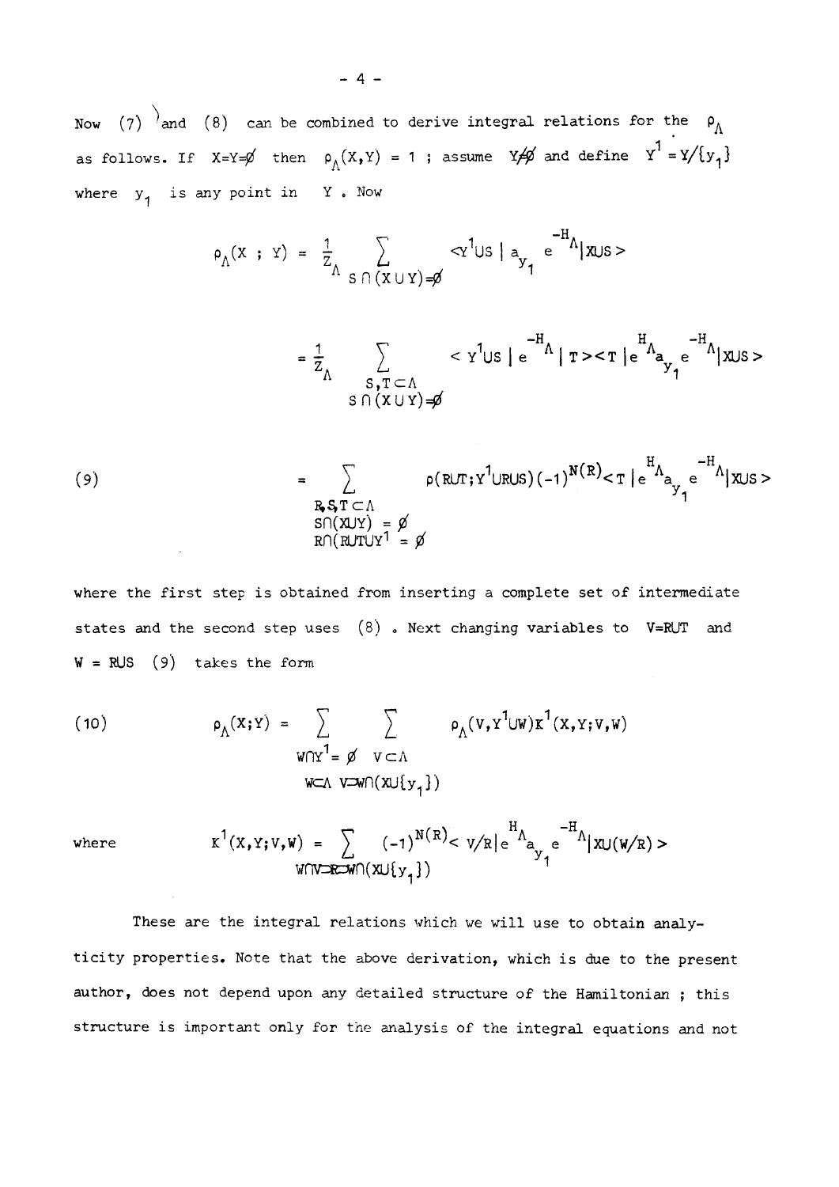Now (7) and (8) can be combined to derive integral relations for the $\rho_\Lambda$ as follows. If $X=Y=\emptyset$ then $\rho_\Lambda(X,Y) = 1$ ; assume $Y\neq\emptyset$ and define $Y^1 = Y/\{y_1\}$ where $y_1$ is any point in $Y$. Now

$$\rho_\Lambda(X\;;\;Y) = \frac{1}{Z_\Lambda} \sum_{S\cap(X\cup Y)=\emptyset} \langle Y^1 \cup S \,|\, a_{y_1} \, e^{-H_\Lambda} | X\cup S \rangle$$

$$= \frac{1}{Z_\Lambda} \sum_{\substack{S,T\subset\Lambda \\ S\cap(X\cup Y)=\emptyset}} \langle Y^1 \cup S \,|\, e^{-H_\Lambda} \,|\, T \rangle \langle T \,|\, e^{H_\Lambda} a_{y_1} e^{-H_\Lambda} | X\cup S \rangle$$

$$(9) \qquad = \sum_{\substack{R,S,T\subset\Lambda \\ S\cap(X\cup Y) = \emptyset \\ R\cap(R\cup T\cup Y^1) = \emptyset}} \rho(R\cup T ; Y^1 \cup R\cup S)(-1)^{N(R)} \langle T \,|\, e^{H_\Lambda} a_{y_1} e^{-H_\Lambda} | X\cup S \rangle$$

where the first step is obtained from inserting a complete set of intermediate states and the second step uses (8). Next changing variables to $V=R\cup T$ and $W = R\cup S$ (9) takes the form

$$(10) \qquad \rho_\Lambda(X;Y) = \sum_{\substack{W\cap Y^1 = \emptyset \\ W\subset\Lambda}} \; \sum_{\substack{V\subset\Lambda \\ V\supset W\cap(X\cup\{y_1\})}} \rho_\Lambda(V, Y^1 \cup W) K^1(X,Y;V,W)$$

where
$$K^1(X,Y;V,W) = \sum_{W\cap V\supset R\supset W\cap(X\cup\{y_1\})} (-1)^{N(R)} \langle V/R \,|\, e^{H_\Lambda} a_{y_1} e^{-H_\Lambda} | X\cup(W/R) \rangle$$

These are the integral relations which we will use to obtain analyticity properties. Note that the above derivation, which is due to the present author, does not depend upon any detailed structure of the Hamiltonian ; this structure is important only for the analysis of the integral equations and not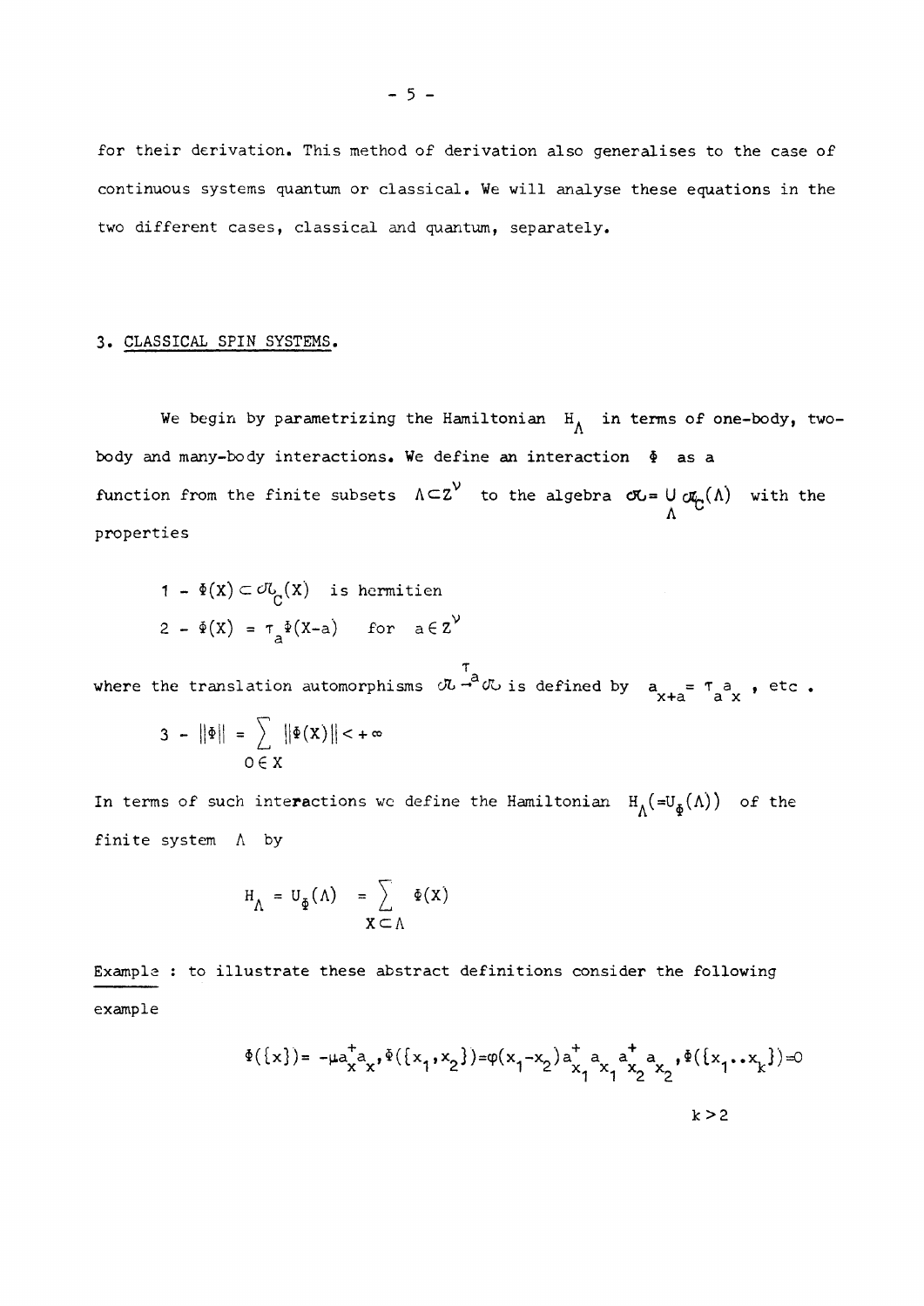for their derivation. This method of derivation also generalises to the case of continuous systems quantum or classical. We will analyse these equations in the two different cases, classical and quantum, separately.

## 3. CLASSICAL SPIN SYSTEMS.

We begin by parametrizing the Hamiltonian $H_\Lambda$ in terms of one-body, two-body and many-body interactions. We define an interaction $\Phi$ as a function from the finite subsets $\Lambda \subset Z^\nu$ to the algebra $\mathcal{O}\!\mathcal{L} = \bigcup_\Lambda \mathcal{O}\!\mathcal{L}_C(\Lambda)$ with the properties

1 - $\Phi(X) \subset \mathcal{O}\!\mathcal{L}_C(X)$ is hermitien

2 - $\Phi(X) = \tau_a \Phi(X-a)$ for $a \in Z^\nu$

where the translation automorphisms $\mathcal{O}\!\mathcal{L} \xrightarrow{\tau_a} \mathcal{O}\!\mathcal{L}$ is defined by $a_{x+a} = \tau_a a_x$, etc .

3 - $\|\Phi\| = \sum\limits_{0 \in X} \|\Phi(X)\| < +\infty$

In terms of such interactions we define the Hamiltonian $H_\Lambda (=U_\Phi(\Lambda))$ of the finite system $\Lambda$ by

$$H_\Lambda = U_\Phi(\Lambda) = \sum_{X \subset \Lambda} \Phi(X)$$

Example : to illustrate these abstract definitions consider the following example

$$\Phi(\{x\}) = -\mu a_x^+ a_x , \Phi(\{x_1, x_2\}) = \varphi(x_1 - x_2) a_{x_1}^+ a_{x_1} a_{x_2}^+ a_{x_2} , \Phi(\{x_1 \cdot\cdot x_k\}) = 0$$

$$k > 2$$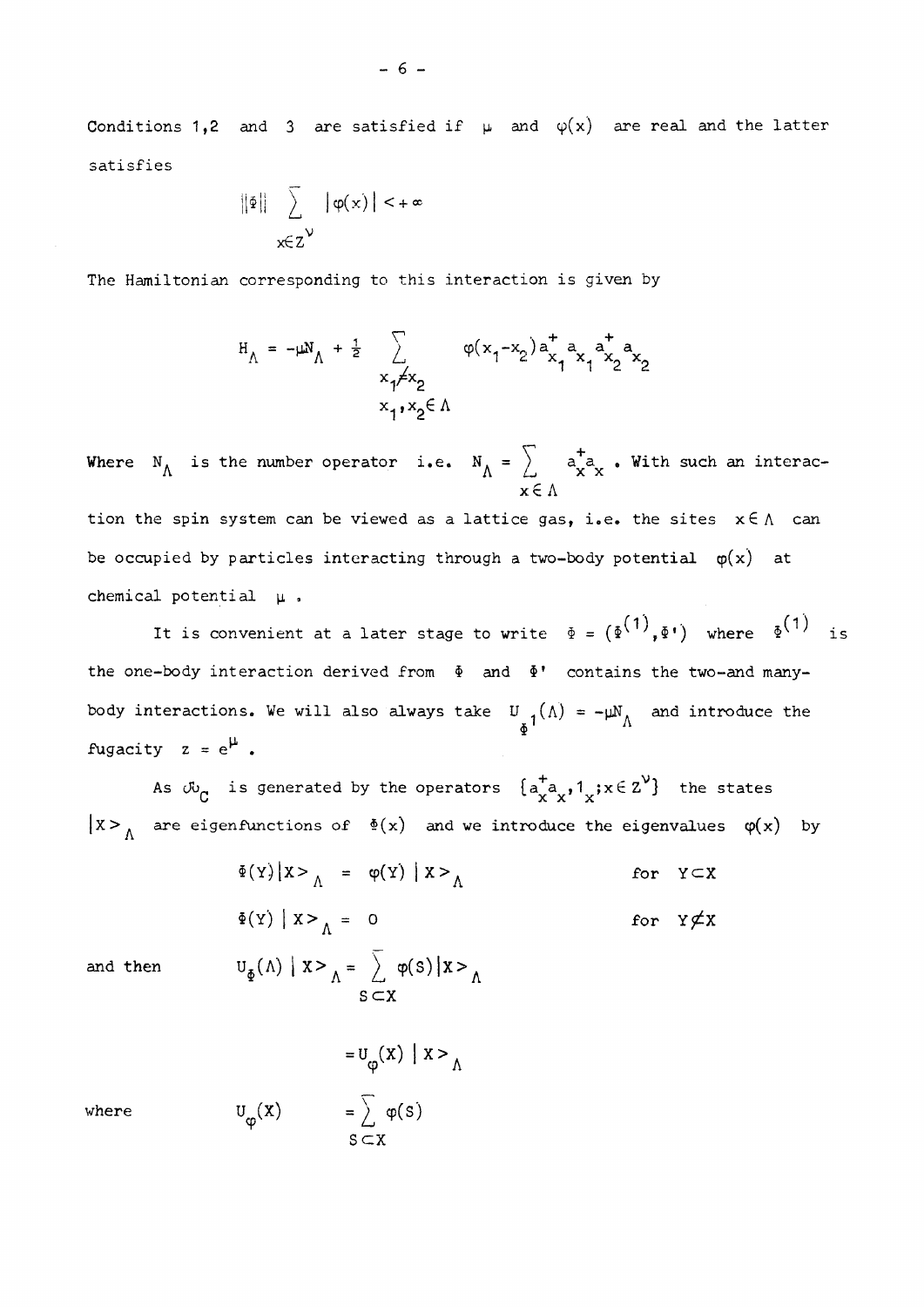Conditions 1,2 and 3 are satisfied if $\mu$ and $\varphi(x)$ are real and the latter satisfies

$$\|\Phi\| \sum_{x \in Z^{\nu}} |\varphi(x)| < +\infty$$

The Hamiltonian corresponding to this interaction is given by

$$H_{\Lambda} = -\mu N_{\Lambda} + \frac{1}{2} \sum_{\substack{x_1 \neq x_2 \\ x_1, x_2 \in \Lambda}} \varphi(x_1 - x_2) a^+_{x_1} a_{x_1} a^+_{x_2} a_{x_2}$$

Where $N_{\Lambda}$ is the number operator i.e. $N_{\Lambda} = \sum_{x \in \Lambda} a^+_x a_x$. With such an interaction the spin system can be viewed as a lattice gas, i.e. the sites $x \in \Lambda$ can be occupied by particles interacting through a two-body potential $\varphi(x)$ at chemical potential $\mu$.

It is convenient at a later stage to write $\Phi = (\Phi^{(1)}, \Phi')$ where $\Phi^{(1)}$ is the one-body interaction derived from $\Phi$ and $\Phi'$ contains the two-and many-body interactions. We will also always take $U_{\Phi^1}(\Lambda) = -\mu N_{\Lambda}$ and introduce the fugacity $z = e^{\mu}$.

As $\mathcal{U}_C$ is generated by the operators $\{a^+_x a_x, 1_x ; x \in Z^{\nu}\}$ the states $|X>_{\Lambda}$ are eigenfunctions of $\Phi(x)$ and we introduce the eigenvalues $\varphi(x)$ by

$$\Phi(Y) |X>_{\Lambda} = \varphi(Y) \, |X>_{\Lambda} \qquad \text{for } Y \subset X$$

$$\Phi(Y) \, |X>_{\Lambda} = 0 \qquad \text{for } Y \not\subset X$$

and then

$$U_{\Phi}(\Lambda) \, |X>_{\Lambda} = \sum_{S \subset X} \varphi(S) |X>_{\Lambda}$$

$$= U_{\varphi}(X) \, |X>_{\Lambda}$$

where

$$U_{\varphi}(X) = \sum_{S \subset X} \varphi(S)$$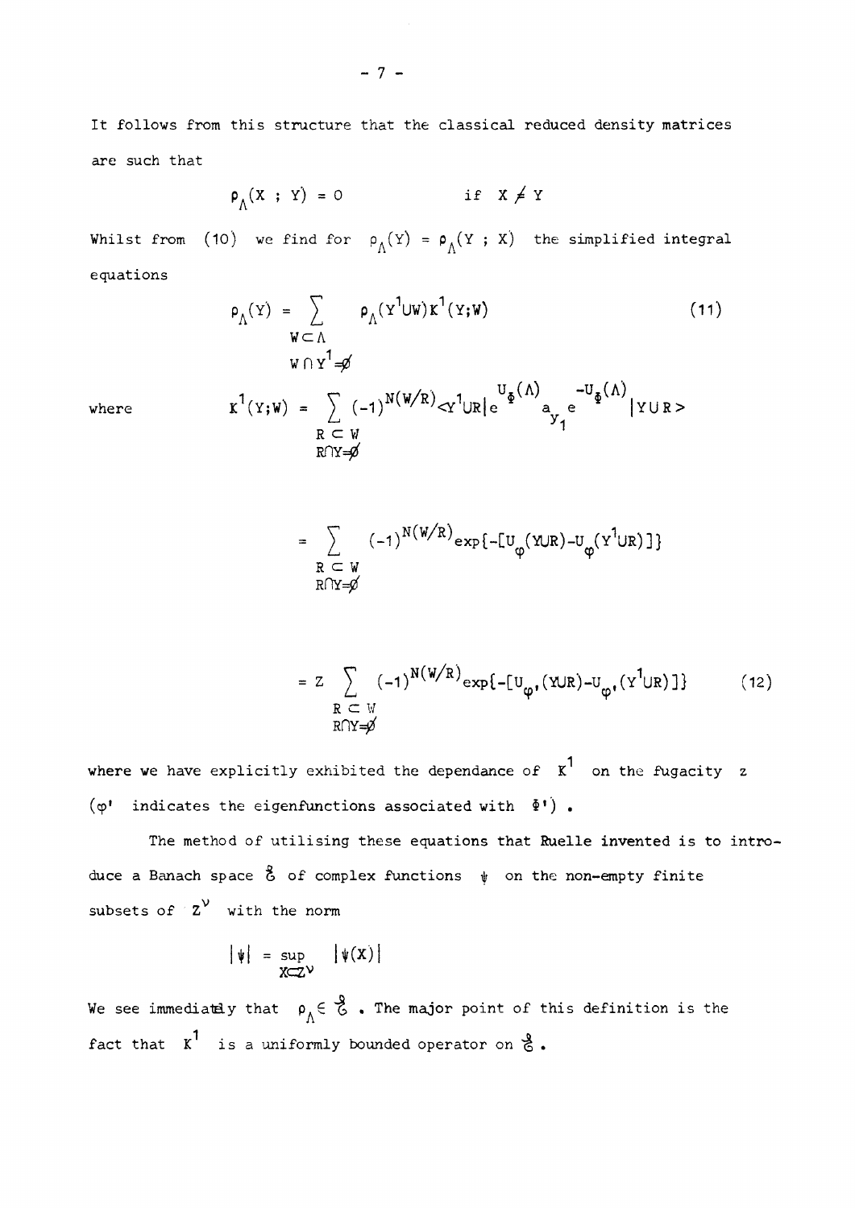It follows from this structure that the classical reduced density matrices are such that

$$\rho_\Lambda(X\ ;\ Y) = 0 \qquad\qquad \text{if}\ \ X \neq Y$$

Whilst from (10) we find for $\rho_\Lambda(Y) = \rho_\Lambda(Y\ ;\ X)$ the simplified integral equations

$$\rho_\Lambda(Y) = \sum_{\substack{W \subset \Lambda \\ W \cap Y^1 = \emptyset}} \rho_\Lambda(Y^1 \cup W) K^1(Y;W) \tag{11}$$

where

$$K^1(Y;W) = \sum_{\substack{R \subset W \\ R \cap Y = \emptyset}} (-1)^{N(W/R)} \langle Y^1 \cup R | e^{U_\Phi(\Lambda)} a_{y_1} e^{-U_\Phi(\Lambda)} | Y \cup R \rangle$$

$$= \sum_{\substack{R \subset W \\ R \cap Y = \emptyset}} (-1)^{N(W/R)} \exp\{-[U_\varphi(Y \cup R) - U_\varphi(Y^1 \cup R)]\}$$

$$= z \sum_{\substack{R \subset W \\ R \cap Y = \emptyset}} (-1)^{N(W/R)} \exp\{-[U_{\varphi'}(Y \cup R) - U_{\varphi'}(Y^1 \cup R)]\} \tag{12}$$

where we have explicitly exhibited the dependance of $K^1$ on the fugacity $z$ ($\varphi'$ indicates the eigenfunctions associated with $\Phi'$).

The method of utilising these equations that Ruelle invented is to introduce a Banach space $\mathcal{E}$ of complex functions $\psi$ on the non-empty finite subsets of $Z^\nu$ with the norm

$$|\psi| = \sup_{X \subset Z^\nu} |\psi(X)|$$

We see immediately that $\rho_\Lambda \in \mathcal{E}$. The major point of this definition is the fact that $K^1$ is a uniformly bounded operator on $\mathcal{E}$.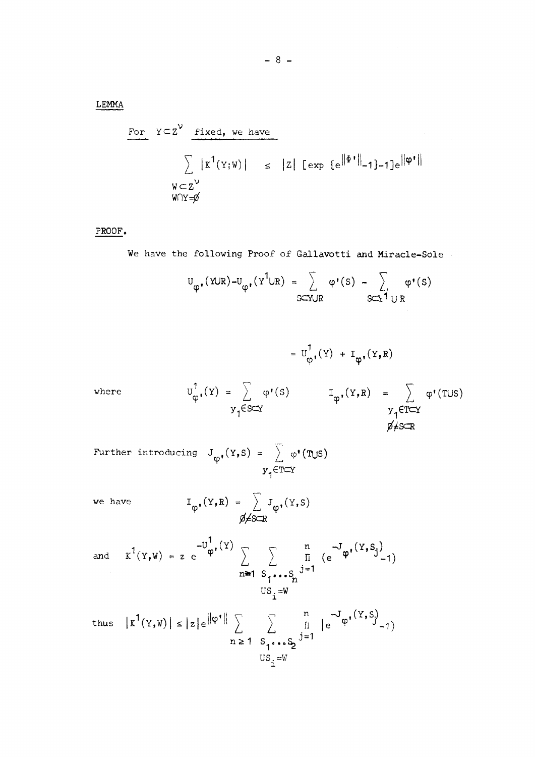LEMMA

For $Y \subset Z^{\nu}$ fixed, we have

$$\sum_{\substack{W \subset Z^{\nu} \\ W \cap Y = \emptyset}} |K^1(Y;W)| \leq |z| \,[\exp\{e^{\|\Phi'\|}-1\}-1]e^{\|\varphi'\|}$$

PROOF.

We have the following Proof of Gallavotti and Miracle-Sole

$$U_{\varphi'}(Y \cup R) - U_{\varphi'}(Y^1 \cup R) = \sum_{S \subset Y \cup R} \varphi'(S) - \sum_{S \subset Y^1 \cup R} \varphi'(S)$$

$$= U^1_{\varphi'}(Y) + I_{\varphi'}(Y,R)$$

where
$$U^1_{\varphi'}(Y) = \sum_{y_1 \in S \subset Y} \varphi'(S) \qquad I_{\varphi'}(Y,R) = \sum_{\substack{y_1 \in T \subset Y \\ \emptyset \neq S \subset R}} \varphi'(T \cup S)$$

Further introducing $J_{\varphi'}(Y,S) = \sum_{y_1 \in T \subset Y} \varphi'(T \cup S)$

we have
$$I_{\varphi'}(Y,R) = \sum_{\emptyset \neq S \subset R} J_{\varphi'}(Y,S)$$

and
$$K^1(Y,W) = z\, e^{-U^1_{\varphi'}(Y)} \sum_{n \geq 1} \sum_{\substack{S_1 \dots S_n \\ \cup S_i = W}} \prod_{j=1}^{n} (e^{-J_{\varphi'}(Y,S_j)}-1)$$

thus
$$|K^1(Y,W)| \leq |z| e^{\|\varphi'\|} \sum_{n \geq 1} \sum_{\substack{S_1 \dots S_2 \\ \cup S_i = W}} \prod_{j=1}^{n} |e^{-J_{\varphi'}(Y,S_j)}-1)$$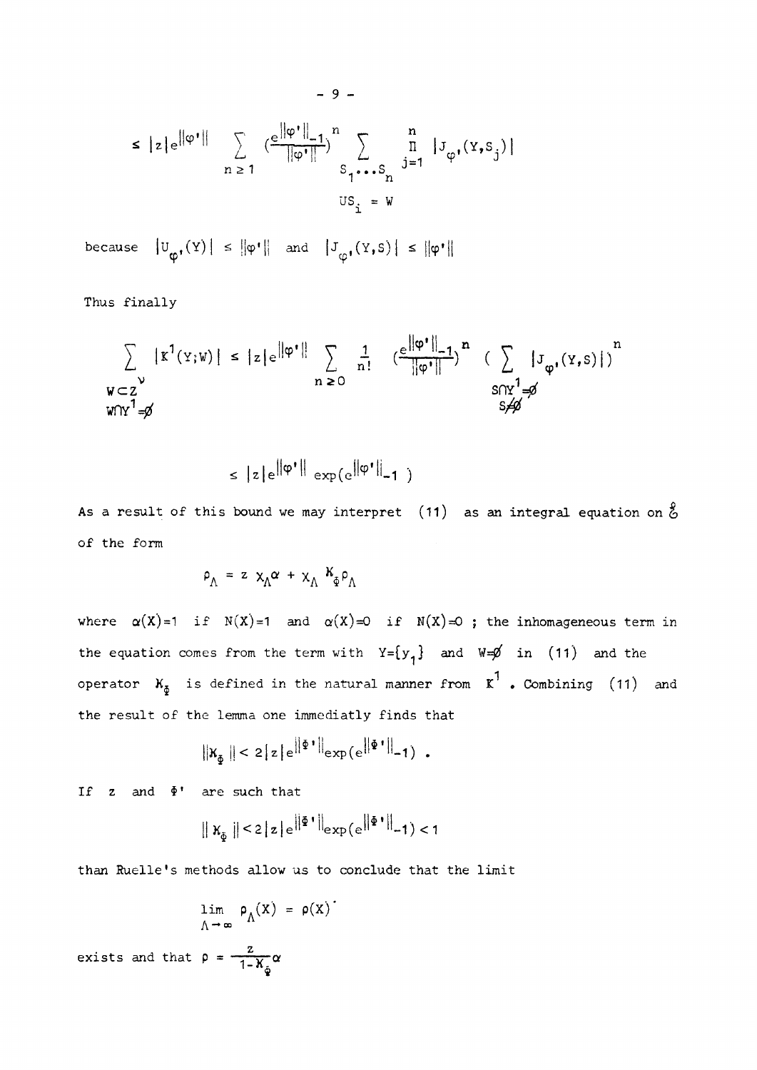$$\leq |z| e^{\|\varphi'\|} \sum_{n \geq 1} \left(\frac{e^{\|\varphi'\|}-1}{\|\varphi'\|}\right)^n \sum_{\substack{S_1 \ldots S_n \\ \cup S_i = W}} \prod_{j=1}^{n} |J_{\varphi'}(Y,S_j)|$$

because $|U_{\varphi'}(Y)| \leq \|\varphi'\|$ and $|J_{\varphi'}(Y,S)| \leq \|\varphi'\|$

Thus finally

$$\sum_{\substack{W \subset Z^\nu \\ W \cap Y^1 = \emptyset}} |K^1(Y;W)| \leq |z| e^{\|\varphi'\|} \sum_{n \geq 0} \frac{1}{n!} \left(\frac{e^{\|\varphi'\|}-1}{\|\varphi'\|}\right)^n \left(\sum_{\substack{S \cap Y^1 = \emptyset \\ S \neq \emptyset}} |J_{\varphi'}(Y,S)|\right)^n$$

$$\leq |z| e^{\|\varphi'\|} \exp(e^{\|\varphi'\|}-1)$$

As a result of this bound we may interpret (11) as an integral equation on $\mathcal{E}$ of the form

$$\rho_\Lambda = z \, \chi_\Lambda \alpha + \chi_\Lambda \, K_\Phi \rho_\Lambda$$

where $\alpha(X)=1$ if $N(X)=1$ and $\alpha(X)=0$ if $N(X)=0$ ; the inhomageneous term in the equation comes from the term with $Y=\{y_1\}$ and $W=\emptyset$ in (11) and the operator $K_\Phi$ is defined in the natural manner from $K^1$. Combining (11) and the result of the lemma one immediatly finds that

$$\|K_\Phi\| < 2|z| e^{\|\Phi'\|} \exp(e^{\|\Phi'\|}-1) \, .$$

If $z$ and $\Phi'$ are such that

$$\|K_\Phi\| < 2|z| e^{\|\Phi'\|} \exp(e^{\|\Phi'\|}-1) < 1$$

than Ruelle's methods allow us to conclude that the limit

$$\lim_{\Lambda \to \infty} \rho_\Lambda(X) = \rho(X)$$

exists and that $\rho = \dfrac{z}{1-K_\Phi}\alpha$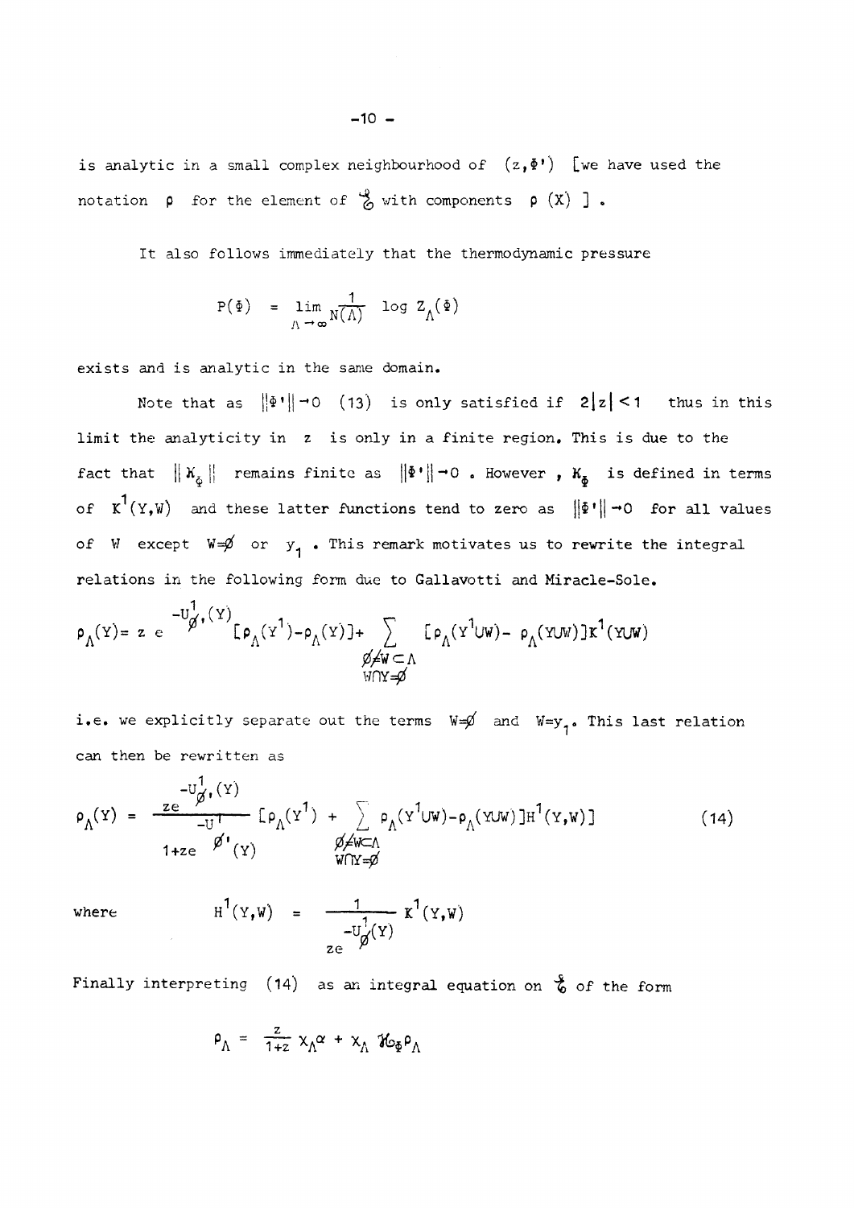is analytic in a small complex neighbourhood of $(z, \Phi')$ [we have used the notation $\rho$ for the element of $\mathcal{E}$ with components $\rho(X)$ ].

It also follows immediately that the thermodynamic pressure

$$P(\Phi) = \lim_{\Lambda \to \infty} \frac{1}{N(\Lambda)} \log Z_\Lambda(\Phi)$$

exists and is analytic in the same domain.

Note that as $\|\Phi'\| \to 0$ (13) is only satisfied if $2|z| < 1$ thus in this limit the analyticity in $z$ is only in a finite region. This is due to the fact that $\|K_\Phi\|$ remains finite as $\|\Phi'\| \to 0$. However, $K_\Phi$ is defined in terms of $K^1(Y,W)$ and these latter functions tend to zero as $\|\Phi'\| \to 0$ for all values of $W$ except $W=\emptyset$ or $y_1$. This remark motivates us to rewrite the integral relations in the following form due to Gallavotti and Miracle-Sole.

$$\rho_\Lambda(Y) = z\, e^{-U^1_{\emptyset'}(Y)} [\rho_\Lambda(Y^1) - \rho_\Lambda(Y)] + \sum_{\substack{\emptyset \neq W \subset \Lambda \\ W \cap Y = \emptyset}} [\rho_\Lambda(Y^1 \cup W) - \rho_\Lambda(Y \cup W)] K^1(Y \cup W)$$

i.e. we explicitly separate out the terms $W=\emptyset$ and $W=y_1$. This last relation can then be rewritten as

$$\rho_\Lambda(Y) = \frac{z e^{-U^1_{\emptyset'}(Y)}}{1 + z e^{-U^1_{\emptyset'}(Y)}} [\rho_\Lambda(Y^1) + \sum_{\substack{\emptyset \neq W \subset \Lambda \\ W \cap Y = \emptyset}} \rho_\Lambda(Y^1 \cup W) - \rho_\Lambda(Y \cup W)] H^1(Y,W)] \tag{14}$$

where

$$H^1(Y,W) = \frac{1}{z e^{-U^1_{\emptyset}(Y)}} K^1(Y,W)$$

Finally interpreting (14) as an integral equation on $\mathcal{E}$ of the form

$$\rho_\Lambda = \frac{z}{1+z} \chi_\Lambda \alpha + \chi_\Lambda \mathcal{H}_\Phi \rho_\Lambda$$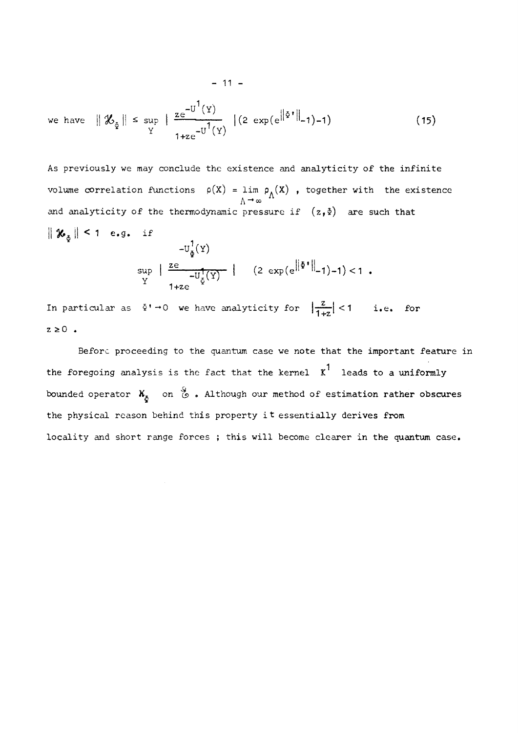we have $\| \mathcal{K}_{\Phi} \| \le \sup_{Y} \left| \frac{ze^{-U^1(Y)}}{1+ze^{-U^1(Y)}} \right| (2 \exp(e^{\|\Phi'\|}-1)-1)$ (15)

As previously we may conclude the existence and analyticity of the infinite volume correlation functions $\rho(X) = \lim_{\Lambda \to \infty} \rho_{\Lambda}(X)$ , together with the existence and analyticity of the thermodynamic pressure if $(z,\Phi)$ are such that $\| \mathcal{K}_{\Phi} \| < 1$ e.g. if

$$\sup_{Y} \left| \frac{ze^{-U^1_{\Phi}(Y)}}{1+ze^{-U^1_{\Phi}(Y)}} \right| \quad (2 \exp(e^{\|\Phi'\|}-1)-1) < 1 \; .$$

In particular as $\Phi' \to 0$ we have analyticity for $\left|\frac{z}{1+z}\right| < 1$ i.e. for $z \geq 0$ .

Before proceeding to the quantum case we note that the important feature in the foregoing analysis is the fact that the kernel $K^1$ leads to a uniformly bounded operator $K_{\Phi}$ on $\mathcal{G}$ . Although our method of estimation rather obscures the physical reason behind this property it essentially derives from locality and short range forces ; this will become clearer in the quantum case.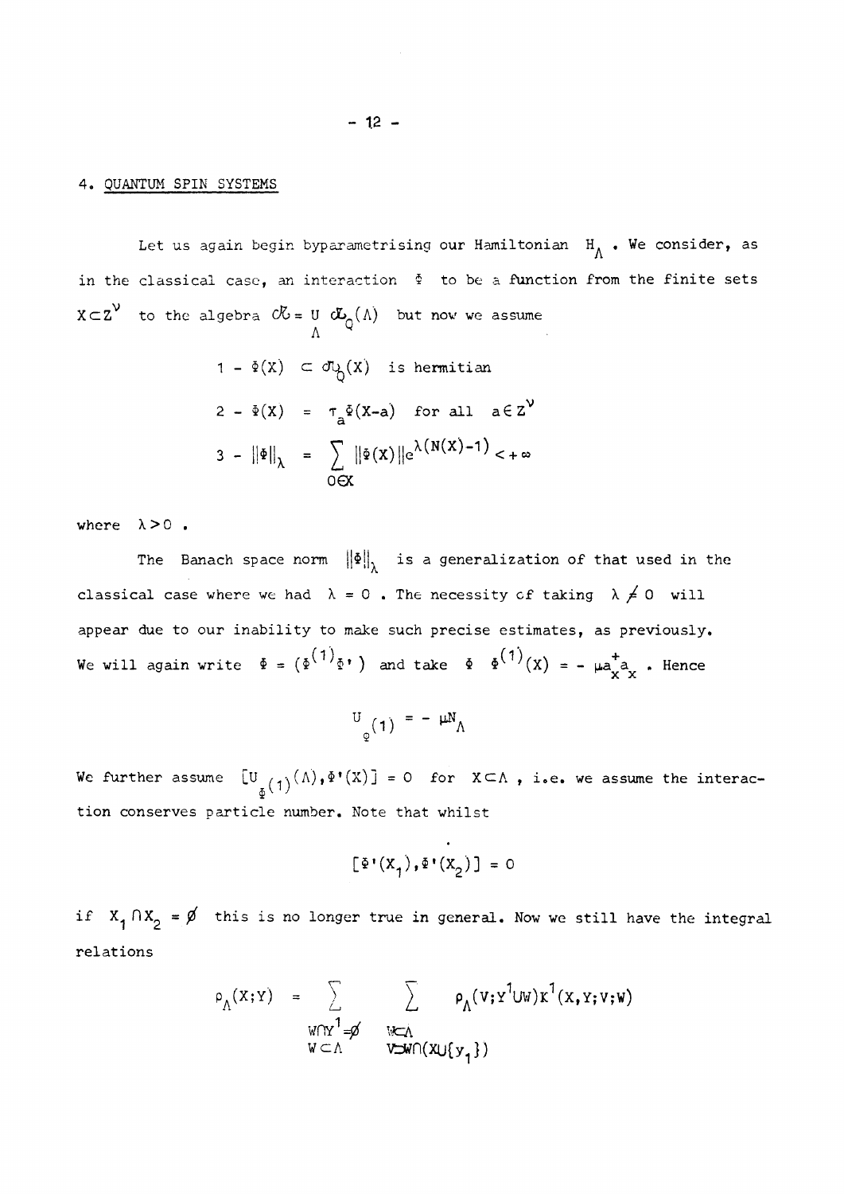## 4. QUANTUM SPIN SYSTEMS

Let us again begin byparametrising our Hamiltonian $H_\Lambda$. We consider, as in the classical case, an interaction $\Phi$ to be a function from the finite sets $X \subset Z^\nu$ to the algebra $\mathfrak{A} = \bigcup_\Lambda \mathfrak{A}_Q(\Lambda)$ but now we assume

$$1 - \Phi(X) \subset \mathfrak{A}_Q(X) \text{ is hermitian}$$

$$2 - \Phi(X) = \tau_a \Phi(X-a) \quad \text{for all } a \in Z^\nu$$

$$3 - \|\Phi\|_\lambda = \sum_{0 \in X} \|\Phi(X)\| e^{\lambda(N(X)-1)} < +\infty$$

where $\lambda > 0$.

The Banach space norm $\|\Phi\|_\lambda$ is a generalization of that used in the classical case where we had $\lambda = 0$. The necessity of taking $\lambda \neq 0$ will appear due to our inability to make such precise estimates, as previously. We will again write $\Phi = (\Phi^{(1)}\Phi')$ and take $\Phi$ $\Phi^{(1)}(X) = -\mu a_x^+ a_x$. Hence

$$U_{\Phi^{(1)}} = -\mu N_\Lambda$$

We further assume $[U_{\Phi^{(1)}}(\Lambda), \Phi'(X)] = 0$ for $X \subset \Lambda$, i.e. we assume the interaction conserves particle number. Note that whilst

$$[\Phi'(X_1), \Phi'(X_2)] = 0$$

if $X_1 \cap X_2 = \emptyset$ this is no longer true in general. Now we still have the integral relations

$$\rho_\Lambda(X;Y) = \sum_{\substack{W \cap Y^1 = \emptyset \\ W \subset \Lambda}} \; \sum_{\substack{W \subset \Lambda \\ V \supset W \cap (X \cup \{y_1\})}} \rho_\Lambda(V; Y^1 \cup W) K^1(X,Y;V;W)$$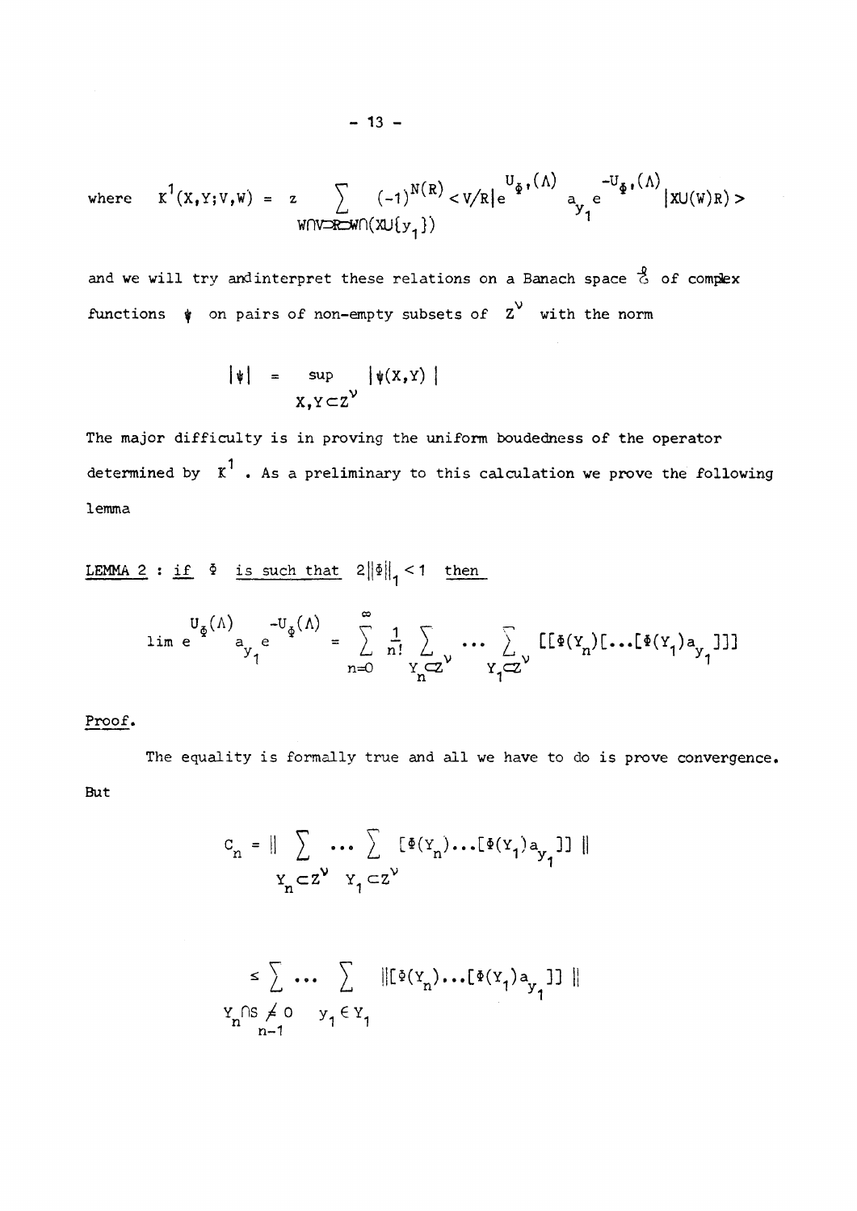where $K^1(X,Y;V,W) = z \sum_{W\cap V \supset R \supset W\cap(X\cup\{y_1\})} (-1)^{N(R)} < V/R| e^{U_{\Phi'}(\Lambda)} a_{y_1} e^{-U_{\Phi'}(\Lambda)} |XU(W)R) >$

and we will try and interpret these relations on a Banach space $\mathcal{B}$ of complex functions $\psi$ on pairs of non-empty subsets of $Z^\nu$ with the norm

$$|\psi| = \sup_{X,Y\subset Z^\nu} |\psi(X,Y)|$$

The major difficulty is in proving the uniform boudedness of the operator determined by $K^1$. As a preliminary to this calculation we prove the following lemma

<u>LEMMA 2 : *if* $\Phi$ *is such that* $2\|\Phi\|_1 < 1$ *then*</u>

$$\lim e^{U_\Phi(\Lambda)} a_{y_1} e^{-U_\Phi(\Lambda)} = \sum_{n=0}^{\infty} \frac{1}{n!} \sum_{Y_n\subset Z^\nu} \cdots \sum_{Y_1\subset Z^\nu} [[\Phi(Y_n)[\ldots[\Phi(Y_1)a_{y_1}]]]$$

<u>Proof.</u>

The equality is formally true and all we have to do is prove convergence. But

$$C_n = \| \sum_{Y_n\subset Z^\nu} \cdots \sum_{Y_1\subset Z^\nu} [\Phi(Y_n)\ldots[\Phi(Y_1)a_{y_1}]] \|$$

$$\leq \sum_{Y_n\cap S_{n-1} \neq 0} \cdots \sum_{y_1\in Y_1} \|[\Phi(Y_n)\ldots[\Phi(Y_1)a_{y_1}]] \|$$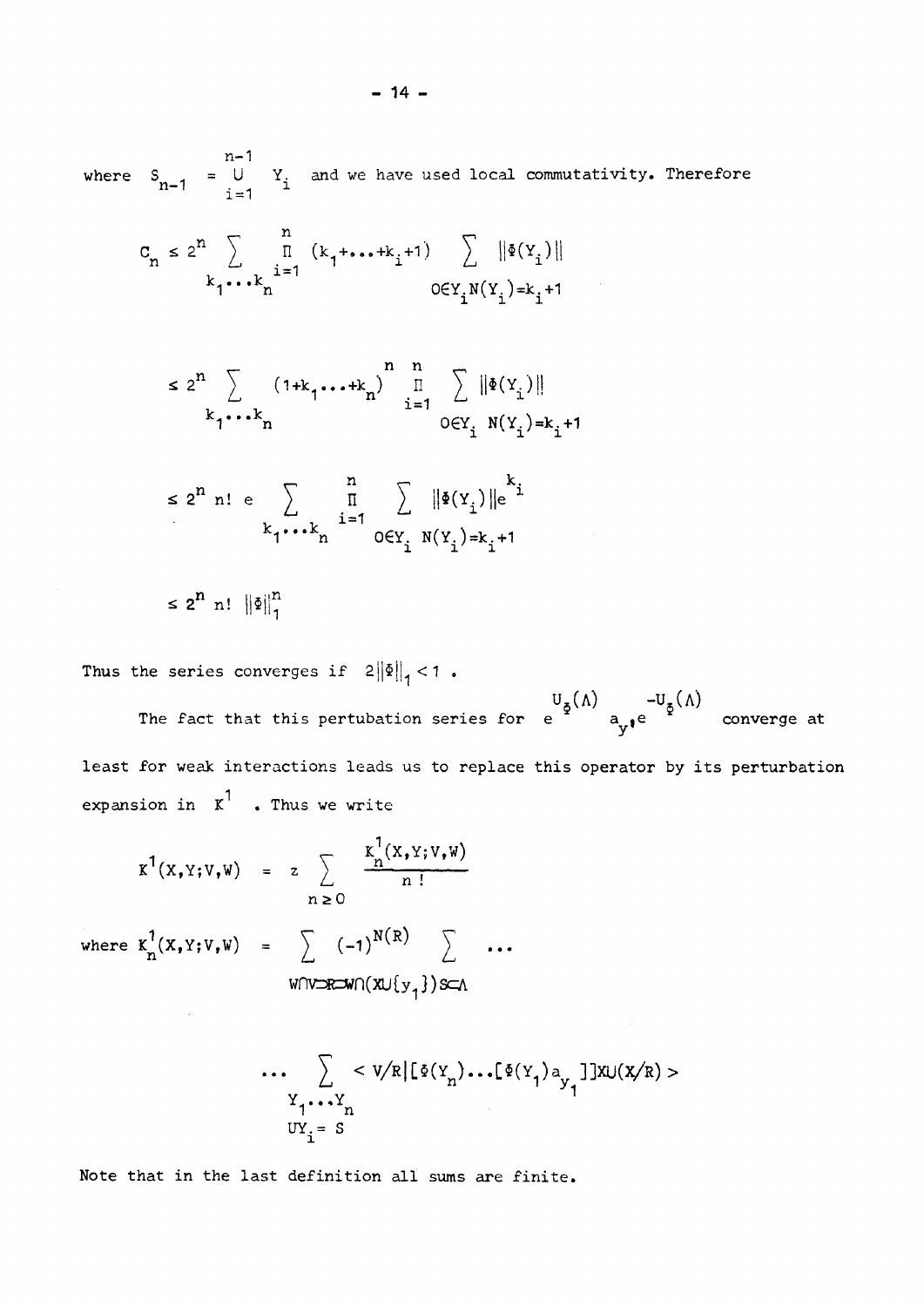where $S_{n-1} = \bigcup_{i=1}^{n-1} Y_i$ and we have used local commutativity. Therefore

$$C_n \le 2^n \sum_{k_1 \dots k_n} \prod_{i=1}^{n} (k_1 + \dots + k_i + 1) \sum_{0 \in Y_i, N(Y_i) = k_i + 1} \|\Phi(Y_i)\|$$

$$\le 2^n \sum_{k_1 \dots k_n} (1 + k_1 \dots + k_n)^n \prod_{i=1}^{n} \sum_{0 \in Y_i \; N(Y_i) = k_i + 1} \|\Phi(Y_i)\|$$

$$\le 2^n \, n! \; e \sum_{k_1 \dots k_n} \prod_{i=1}^{n} \sum_{0 \in Y_i \; N(Y_i) = k_i + 1} \|\Phi(Y_i)\| e^{k_i}$$

$$\le 2^n \, n! \; \|\Phi\|_1^n$$

Thus the series converges if $2\|\Phi\|_1 < 1$ .

The fact that this pertubation series for $e^{U_\Phi(\Lambda)} a_y, e^{-U_\Phi(\Lambda)}$ converge at least for weak interactions leads us to replace this operator by its perturbation expansion in $K^1$ . Thus we write

$$K^1(X,Y;V,W) = z \sum_{n \ge 0} \frac{K_n^1(X,Y;V,W)}{n\,!}$$

where $K_n^1(X,Y;V,W) = \sum_{W \cap V \supset R \supset W \cap (X \cup \{y_1\}) \, S \subset \Lambda} (-1)^{N(R)} \sum \dots$

$$\dots \sum_{\substack{Y_1 \dots Y_n \\ \cup Y_i = S}} < V/R \,|\, [\Phi(Y_n) \dots [\Phi(Y_1) a_{y_1}]] X \cup (X/R) >$$

Note that in the last definition all sums are finite.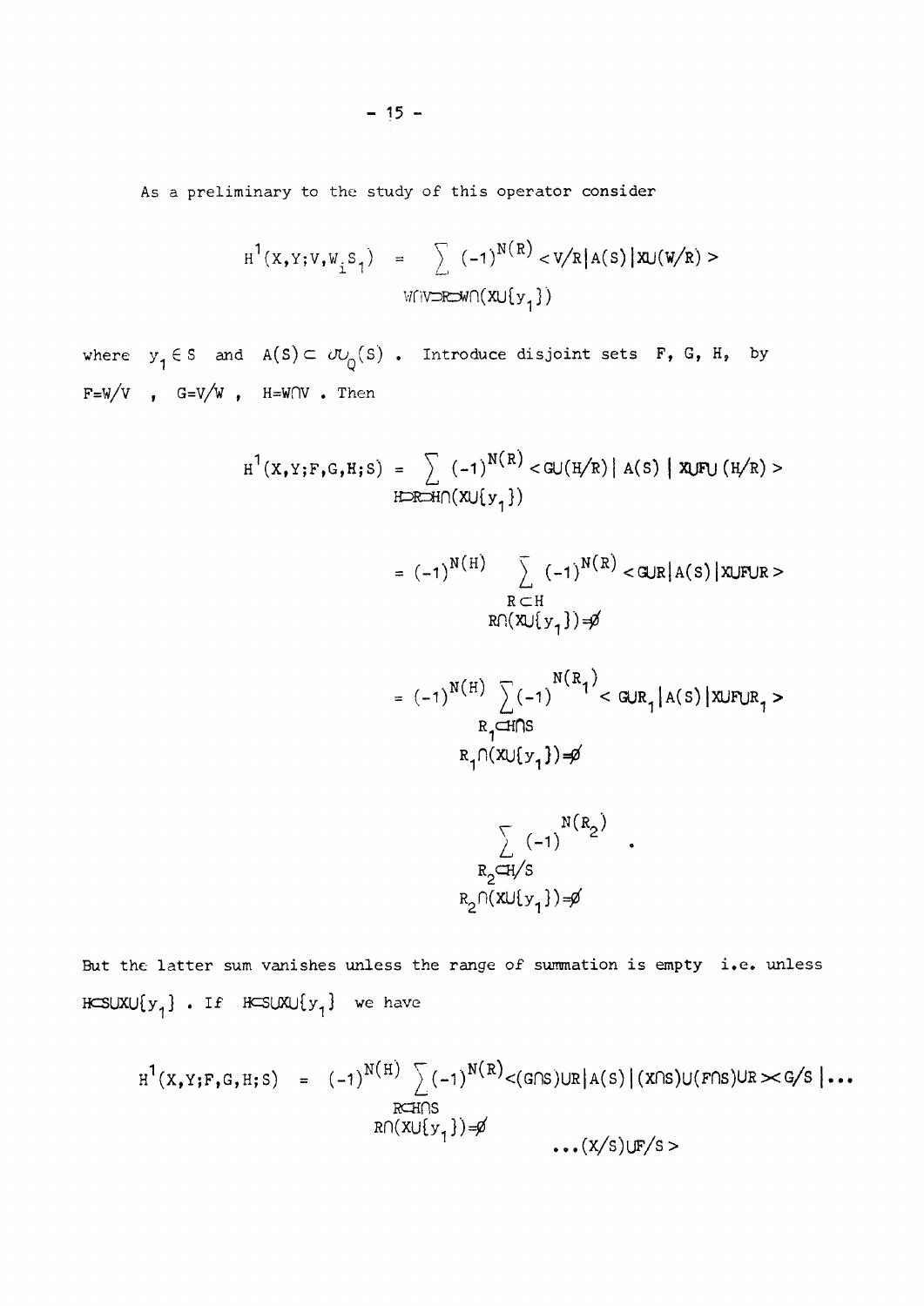As a preliminary to the study of this operator consider

$$H^1(X,Y;V,W_i S_1) = \sum_{W\cap V\supset R\supset W\cap(X\cup\{y_1\})} (-1)^{N(R)} < V/R|A(S)|X\cup(W/R) >$$

where $y_1 \in S$ and $A(S) \subset \mathcal{U}_Q(S)$ . Introduce disjoint sets $F$, $G$, $H$, by $F=W/V$ , $G=V/W$ , $H=W\cap V$ . Then

$$H^1(X,Y;F,G,H;S) = \sum_{H\supset R\supset H\cap(X\cup\{y_1\})} (-1)^{N(R)} < G\cup(H/R)|\ A(S)\ |\ X\cup F\cup(H/R) >$$

$$= (-1)^{N(H)} \sum_{\substack{R\subset H \\ R\cap(X\cup\{y_1\})\neq\emptyset}} (-1)^{N(R)} < G\cup R|A(S)|X\cup F\cup R >$$

$$= (-1)^{N(H)} \sum_{\substack{R_1\subset H\cap S \\ R_1\cap(X\cup\{y_1\})\neq\emptyset}} (-1)^{N(R_1)} < G\cup R_1|A(S)|X\cup F\cup R_1 >$$

$$\sum_{\substack{R_2\subset H/S \\ R_2\cap(X\cup\{y_1\})\neq\emptyset}} (-1)^{N(R_2)} .$$

But the latter sum vanishes unless the range of summation is empty i.e. unless $H\subset S\cup X\cup\{y_1\}$ . If $H\subset S\cup X\cup\{y_1\}$ we have

$$H^1(X,Y;F,G,H;S) = (-1)^{N(H)} \sum_{\substack{R\subset H\cap S \\ R\cap(X\cup\{y_1\})\neq\emptyset}} (-1)^{N(R)} <(G\cap S)\cup R|A(S)|(X\cap S)\cup(F\cap S)\cup R >< G/S|\ldots$$

$$\ldots(X/S)\cup F/S >$$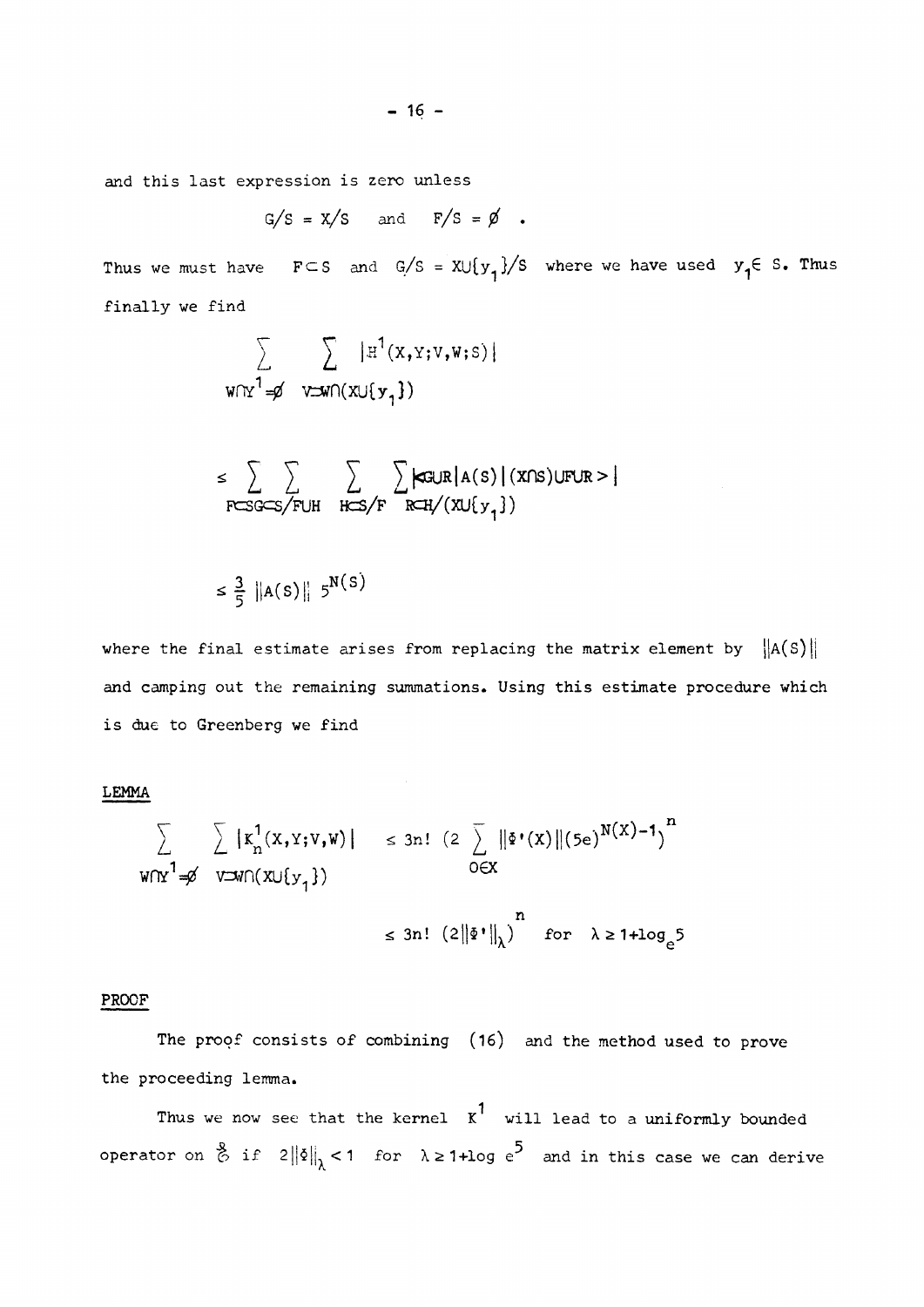and this last expression is zero unless

$$G/S = X/S \quad \text{and} \quad F/S = \emptyset \ .$$

Thus we must have $F \subset S$ and $G/S = X \cup \{y_1\}/S$ where we have used $y_1 \in S$. Thus finally we find

$$\sum_{W \cap Y^1 = \emptyset} \ \sum_{V \supset W \cap (X \cup \{y_1\})} |H^1(X,Y;V,W;S)|$$

$$\leq \sum_{F \subset S} \ \sum_{G \subset S/F \cup H} \ \sum_{H \subset S/F} \ \sum_{R \subset H/(X \cup \{y_1\})} |\langle G \cup R | A(S) | (X \cap S) \cup F \cup R \rangle|$$

$$\leq \frac{3}{5} \, \|A(S)\| \ 5^{N(S)}$$

where the final estimate arises from replacing the matrix element by $\|A(S)\|$ and camping out the remaining summations. Using this estimate procedure which is due to Greenberg we find

LEMMA

$$\sum_{W \cap Y^1 = \emptyset} \ \sum_{V \supset W \cap (X \cup \{y_1\})} |K_n^1(X,Y;V,W)| \leq 3n! \ \Big(2 \sum_{0 \in X} \|\Phi'(X)\| (5e)^{N(X)-1}\Big)^n$$

$$\leq 3n! \ (2\|\Phi'\|_\lambda)^n \quad \text{for} \quad \lambda \geq 1 + \log_e 5$$

PROOF

The proof consists of combining (16) and the method used to prove the proceeding lemma.

Thus we now see that the kernel $K^1$ will lead to a uniformly bounded operator on $\mathscr{E}$ if $2\|\Phi\|_\lambda < 1$ for $\lambda \geq 1 + \log e^5$ and in this case we can derive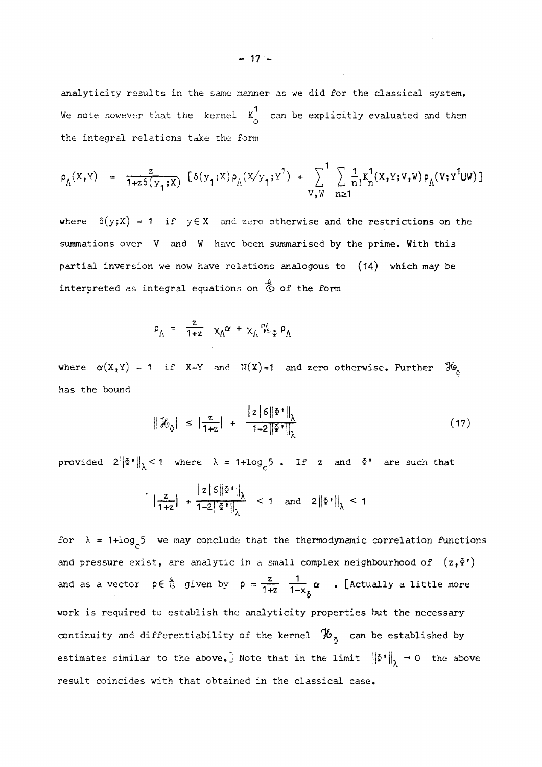analyticity results in the same manner as we did for the classical system. We note however that the kernel $K_0^1$ can be explicitly evaluated and then the integral relations take the form

$$\rho_\Lambda(X,Y) = \frac{z}{1+z\delta(y_1;X)}\,[\delta(y_1;X)\rho_\Lambda(X/y_1;Y^1) + \sum_{V,W}{}' \sum_{n\geq 1} \frac{1}{n!}K_n^1(X,Y;V,W)\rho_\Lambda(V;Y^1 \cup W)]$$

where $\delta(y;X) = 1$ if $y \in X$ and zero otherwise and the restrictions on the summations over $V$ and $W$ have been summarised by the prime. With this partial inversion we now have relations analogous to (14) which may be interpreted as integral equations on $\mathcal{E}$ of the form

$$\rho_\Lambda = \frac{z}{1+z}\, \chi_\Lambda \alpha + \chi_\Lambda \mathcal{H}_\Phi \rho_\Lambda$$

where $\alpha(X,Y) = 1$ if $X=Y$ and $N(X)=1$ and zero otherwise. Further $\mathcal{H}_\Phi$ has the bound

$$\|\mathcal{H}_\Phi\| \leq \left|\frac{z}{1+z}\right| + \frac{|z|6\|\Phi'\|_\lambda}{1-2\|\Phi'\|_\lambda} \tag{17}$$

provided $2\|\Phi'\|_\lambda < 1$ where $\lambda = 1+\log_e 5$ . If $z$ and $\Phi'$ are such that

$$\left|\frac{z}{1+z}\right| + \frac{|z|6\|\Phi'\|_\lambda}{1-2\|\Phi'\|_\lambda} < 1 \quad \text{and} \quad 2\|\Phi'\|_\lambda < 1$$

for $\lambda = 1+\log_e 5$ we may conclude that the thermodynamic correlation functions and pressure exist, are analytic in a small complex neighbourhood of $(z,\Phi')$ and as a vector $\rho \in \mathcal{E}$ given by $\rho = \frac{z}{1+z}\,\frac{1}{1-\chi_\Phi}\,\alpha$ . [Actually a little more work is required to establish the analyticity properties but the necessary continuity and differentiability of the kernel $\mathcal{H}_\Phi$ can be established by estimates similar to the above.] Note that in the limit $\|\Phi'\|_\lambda \to 0$ the above result coincides with that obtained in the classical case.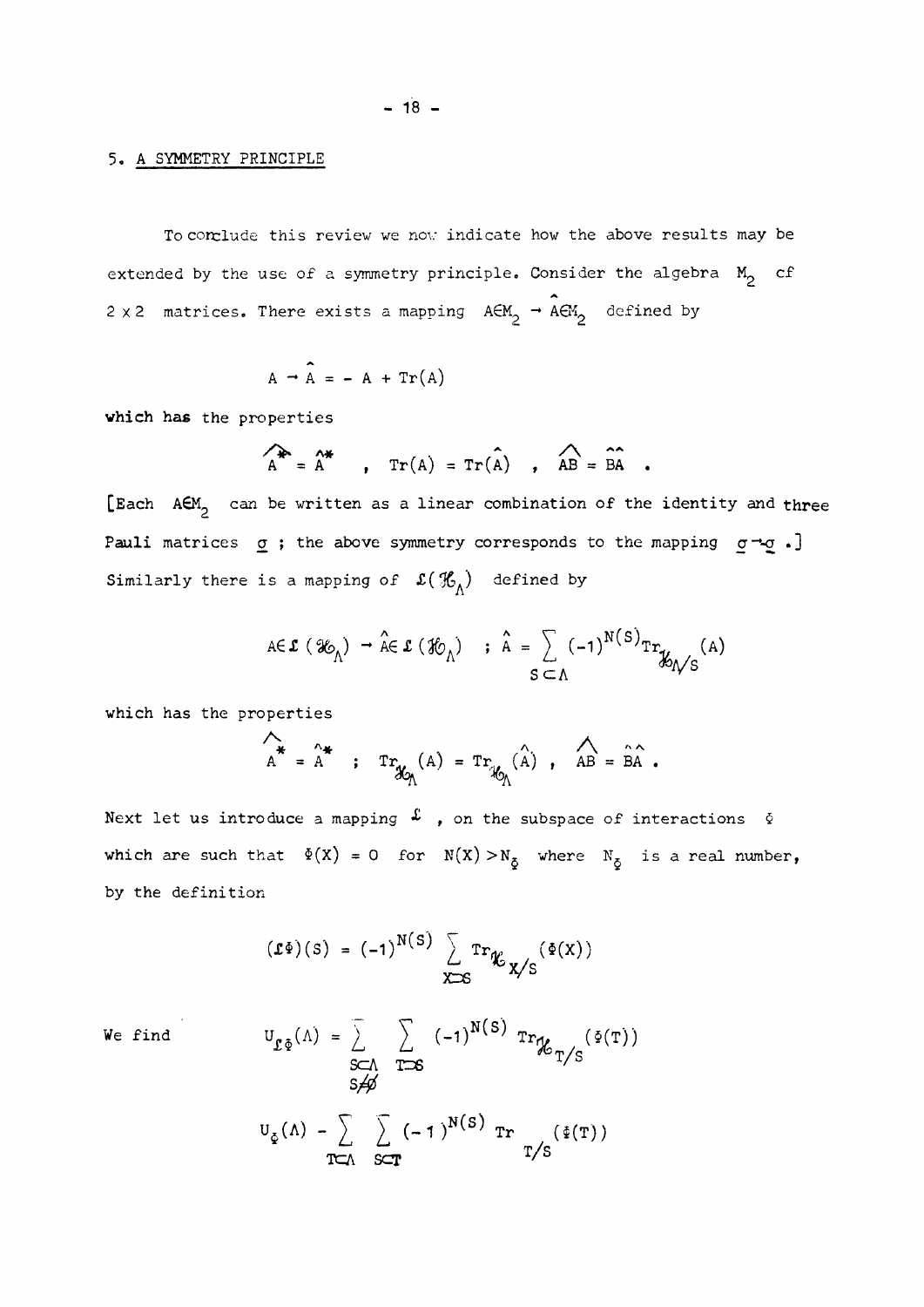## 5. A SYMMETRY PRINCIPLE

To conclude this review we now indicate how the above results may be extended by the use of a symmetry principle. Consider the algebra $M_2$ of $2 \times 2$ matrices. There exists a mapping $A \in M_2 \to \hat{A} \in M_2$ defined by

$$A \to \hat{A} = - A + \mathrm{Tr}(A)$$

which has the properties

$$\widehat{A^*} = \hat{A}^* \quad , \quad \mathrm{Tr}(A) = \mathrm{Tr}(\hat{A}) \quad , \quad \widehat{AB} = \hat{B}\hat{A} \quad .$$

[Each $A \in M_2$ can be written as a linear combination of the identity and three Pauli matrices $\underline{\sigma}$ ; the above symmetry corresponds to the mapping $\underline{\sigma} \to -\underline{\sigma}$ .]
Similarly there is a mapping of $\mathcal{L}(\mathcal{H}_\Lambda)$ defined by

$$A \in \mathcal{L}(\mathcal{H}_\Lambda) \to \hat{A} \in \mathcal{L}(\mathcal{H}_\Lambda) \quad ; \; \hat{A} = \sum_{S \subset \Lambda} (-1)^{N(S)} \mathrm{Tr}_{\mathcal{H}_{\Lambda/S}}(A)$$

which has the properties

$$\widehat{A^*} = \hat{A}^* \quad ; \quad \mathrm{Tr}_{\mathcal{H}_\Lambda}(A) = \mathrm{Tr}_{\mathcal{H}_\Lambda}(\hat{A}) \; , \quad \widehat{AB} = \hat{B}\hat{A} \; .$$

Next let us introduce a mapping $\mathcal{L}$ , on the subspace of interactions $\Phi$ which are such that $\Phi(X) = 0$ for $N(X) > N_\Phi$ where $N_\Phi$ is a real number, by the definition

$$(\mathcal{L}\Phi)(S) = (-1)^{N(S)} \sum_{X \supset S} \mathrm{Tr}_{\mathcal{H}_{X/S}}(\Phi(X))$$

We find

$$U_{\mathcal{L}\Phi}(\Lambda) = \sum_{\substack{S \subset \Lambda \\ S \neq \emptyset}} \sum_{T \supset S} (-1)^{N(S)} \mathrm{Tr}_{\mathcal{H}_{T/S}}(\Phi(T))$$

$$U_\Phi(\Lambda) - \sum_{T \subset \Lambda} \sum_{S \subset T} (-1)^{N(S)} \mathrm{Tr}_{T/S}(\Phi(T))$$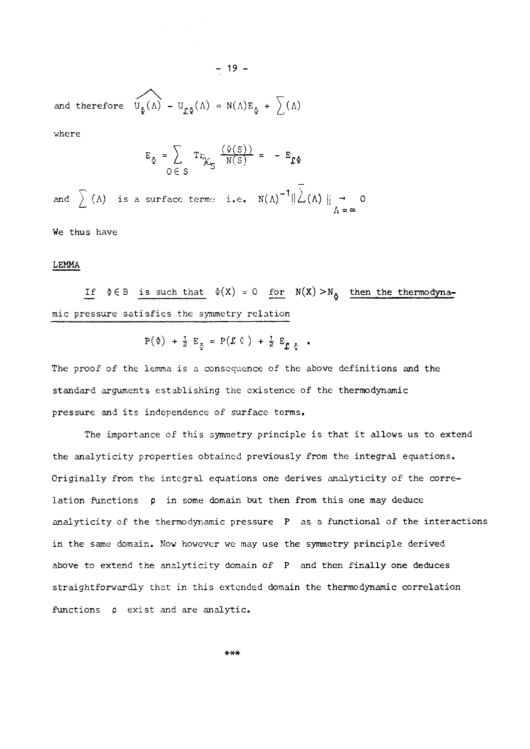and therefore $\widehat{U_{\Phi}(\Lambda)} - U_{\mathcal{L}\Phi}(\Lambda) = N(\Lambda)E_{\Phi} + \sum(\Lambda)$

where

$$E_{\Phi} = \sum_{0 \in S} \mathrm{Tr}_{\mathcal{H}_S} \frac{(\Phi(S))}{N(S)} = - E_{\mathcal{L}\Phi}$$

and $\sum(\Lambda)$ is a surface term i.e. $N(\Lambda)^{-1} \| \bar{\sum}(\Lambda) \| \underset{\Lambda = \infty}{\rightarrow} 0$

We thus have

LEMMA

*If $\Phi \in B$ is such that $\Phi(X) = 0$ for $N(X) > N_{\Phi}$ then the thermodynamic pressure satisfies the symmetry relation*

$$P(\Phi) + \tfrac{1}{2} E_{\Phi} = P(\mathcal{L}\Phi) + \tfrac{1}{2} E_{\mathcal{L}\Phi} \ .$$

The proof of the lemma is a consequence of the above definitions and the standard arguments establishing the existence of the thermodynamic pressure and its independence of surface terms.

The importance of this symmetry principle is that it allows us to extend the analyticity properties obtained previously from the integral equations. Originally from the integral equations one derives analyticity of the correlation functions $\rho$ in some domain but then from this one may deduce analyticity of the thermodynamic pressure $P$ as a functional of the interactions in the same domain. Now however we may use the symmetry principle derived above to extend the analyticity domain of $P$ and then finally one deduces straightforwardly that in this extended domain the thermodynamic correlation functions $\rho$ exist and are analytic.

***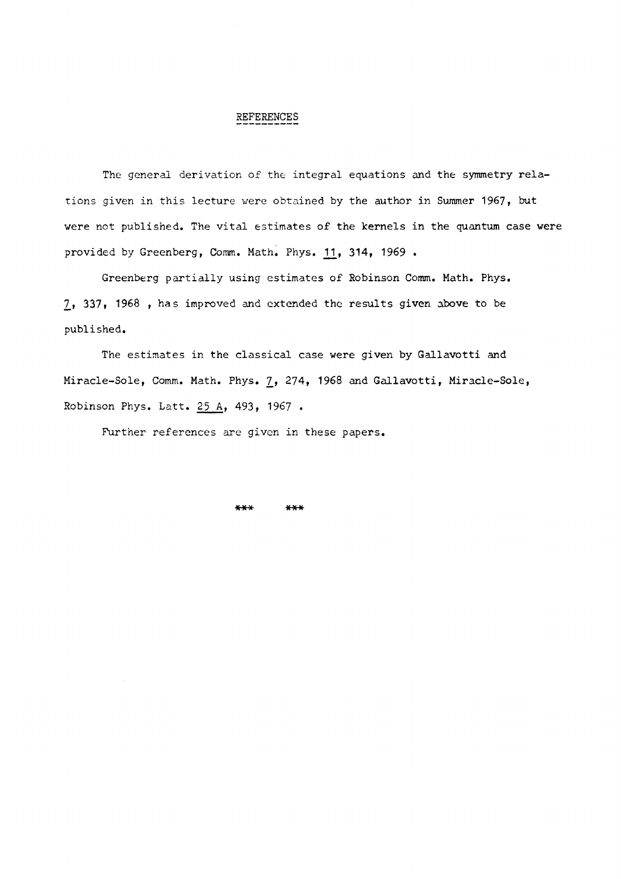# REFERENCES

The general derivation of the integral equations and the symmetry relations given in this lecture were obtained by the author in Summer 1967, but were not published. The vital estimates of the kernels in the quantum case were provided by Greenberg, Comm. Math. Phys. 11, 314, 1969 .

Greenberg partially using estimates of Robinson Comm. Math. Phys. 7, 337, 1968 , has improved and extended the results given above to be published.

The estimates in the classical case were given by Gallavotti and Miracle-Sole, Comm. Math. Phys. 7, 274, 1968 and Gallavotti, Miracle-Sole, Robinson Phys. Latt. 25 A, 493, 1967 .

Further references are given in these papers.

\*\*\* \*\*\*